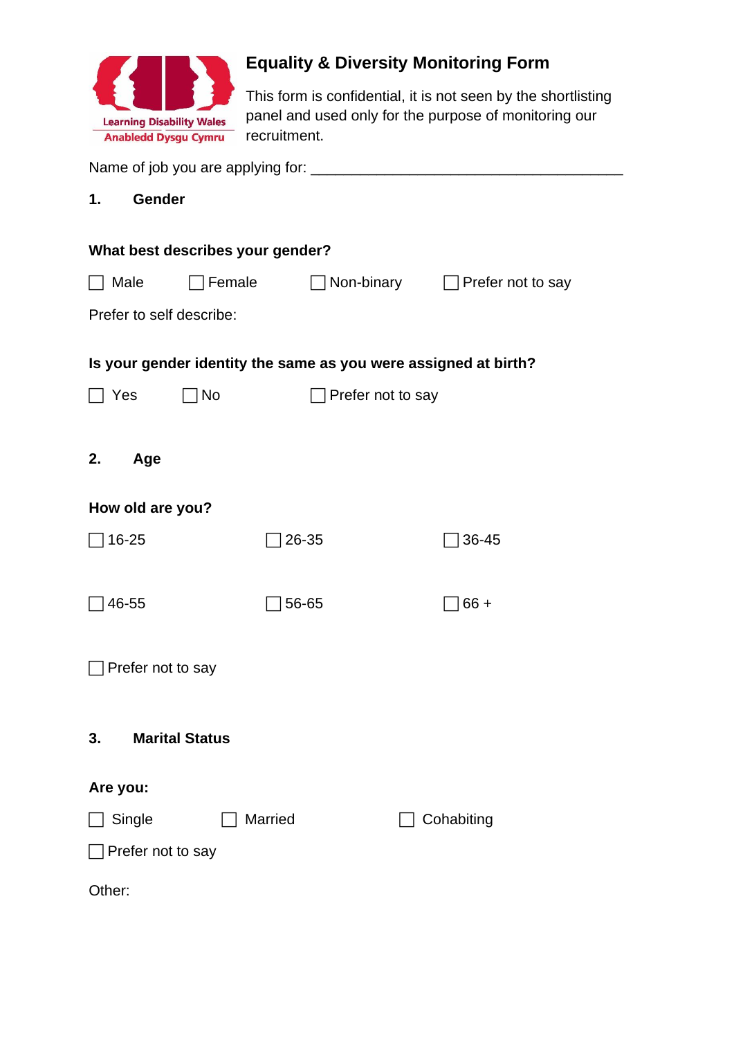Learning Disability Wales
Anabledd Dysgu Cymru

# Equality & Diversity Monitoring Form

This form is confidential, it is not seen by the shortlisting panel and used only for the purpose of monitoring our recruitment.

Name of job you are applying for: ______________________________________

## 1. Gender

**What best describes your gender?**

☐ Male ☐ Female ☐ Non-binary ☐ Prefer not to say

Prefer to self describe:

**Is your gender identity the same as you were assigned at birth?**

☐ Yes ☐ No ☐ Prefer not to say

## 2. Age

**How old are you?**

☐ 16-25 ☐ 26-35 ☐ 36-45

☐ 46-55 ☐ 56-65 ☐ 66 +

☐ Prefer not to say

## 3. Marital Status

**Are you:**

☐ Single ☐ Married ☐ Cohabiting

☐ Prefer not to say

Other: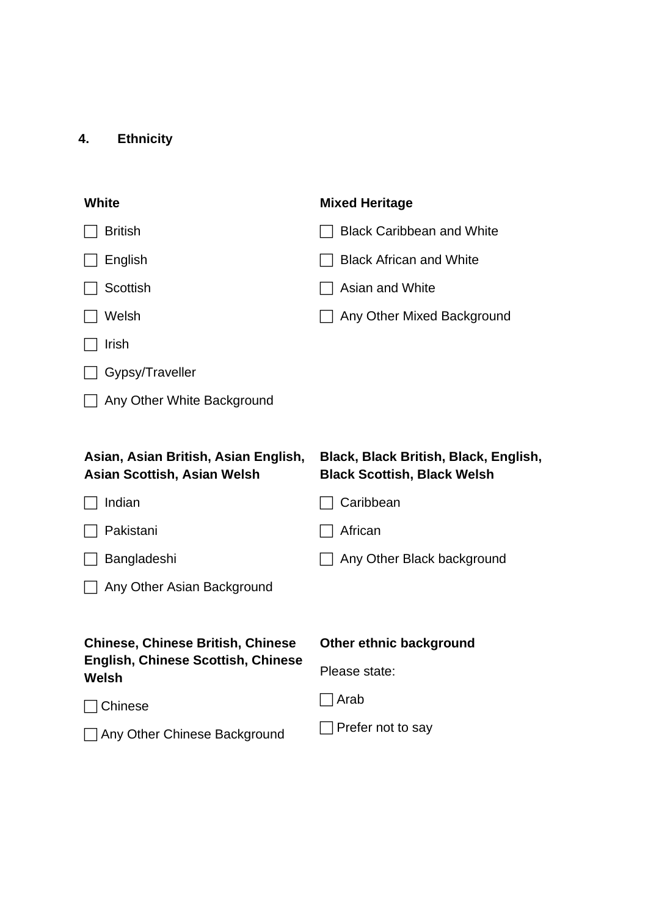**4. Ethnicity**

**White**

- ☐ British
- ☐ English
- ☐ Scottish
- ☐ Welsh
- ☐ Irish
- ☐ Gypsy/Traveller
- ☐ Any Other White Background

**Mixed Heritage**

- ☐ Black Caribbean and White
- ☐ Black African and White
- ☐ Asian and White
- ☐ Any Other Mixed Background

**Asian, Asian British, Asian English, Asian Scottish, Asian Welsh**

- ☐ Indian
- ☐ Pakistani
- ☐ Bangladeshi
- ☐ Any Other Asian Background

**Black, Black British, Black, English, Black Scottish, Black Welsh**

- ☐ Caribbean
- ☐ African
- ☐ Any Other Black background

**Chinese, Chinese British, Chinese English, Chinese Scottish, Chinese Welsh**

- ☐ Chinese
- ☐ Any Other Chinese Background

**Other ethnic background**

Please state:

- ☐ Arab
- ☐ Prefer not to say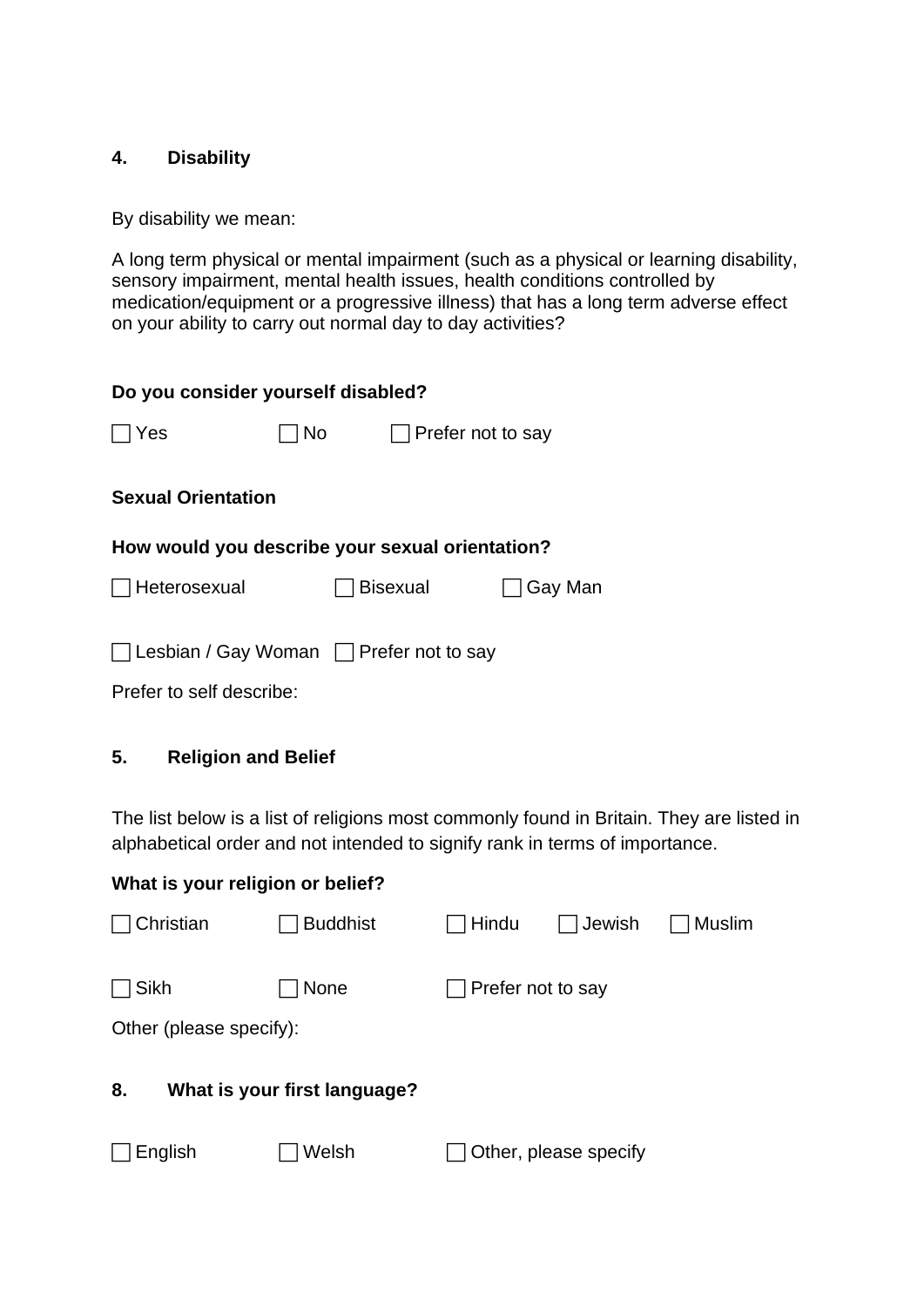## 4. Disability

By disability we mean:

A long term physical or mental impairment (such as a physical or learning disability, sensory impairment, mental health issues, health conditions controlled by medication/equipment or a progressive illness) that has a long term adverse effect on your ability to carry out normal day to day activities?

**Do you consider yourself disabled?**

☐ Yes ☐ No ☐ Prefer not to say

**Sexual Orientation**

**How would you describe your sexual orientation?**

☐ Heterosexual ☐ Bisexual ☐ Gay Man

☐ Lesbian / Gay Woman ☐ Prefer not to say

Prefer to self describe:

## 5. Religion and Belief

The list below is a list of religions most commonly found in Britain. They are listed in alphabetical order and not intended to signify rank in terms of importance.

**What is your religion or belief?**

☐ Christian ☐ Buddhist ☐ Hindu ☐ Jewish ☐ Muslim

☐ Sikh ☐ None ☐ Prefer not to say

Other (please specify):

## 8. What is your first language?

☐ English ☐ Welsh ☐ Other, please specify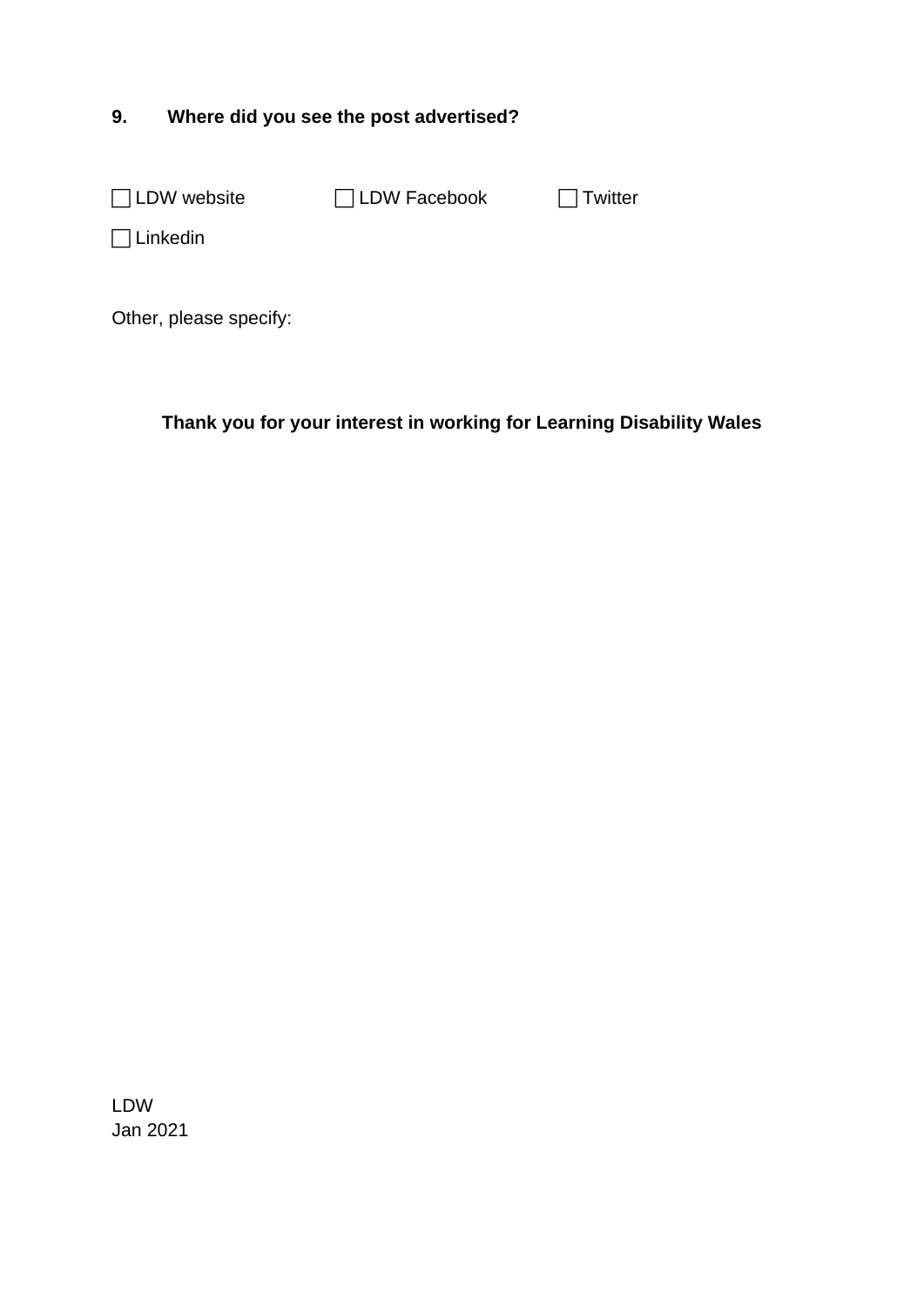**9. Where did you see the post advertised?**

☐ LDW website ☐ LDW Facebook ☐ Twitter

☐ Linkedin

Other, please specify:

**Thank you for your interest in working for Learning Disability Wales**

LDW
Jan 2021